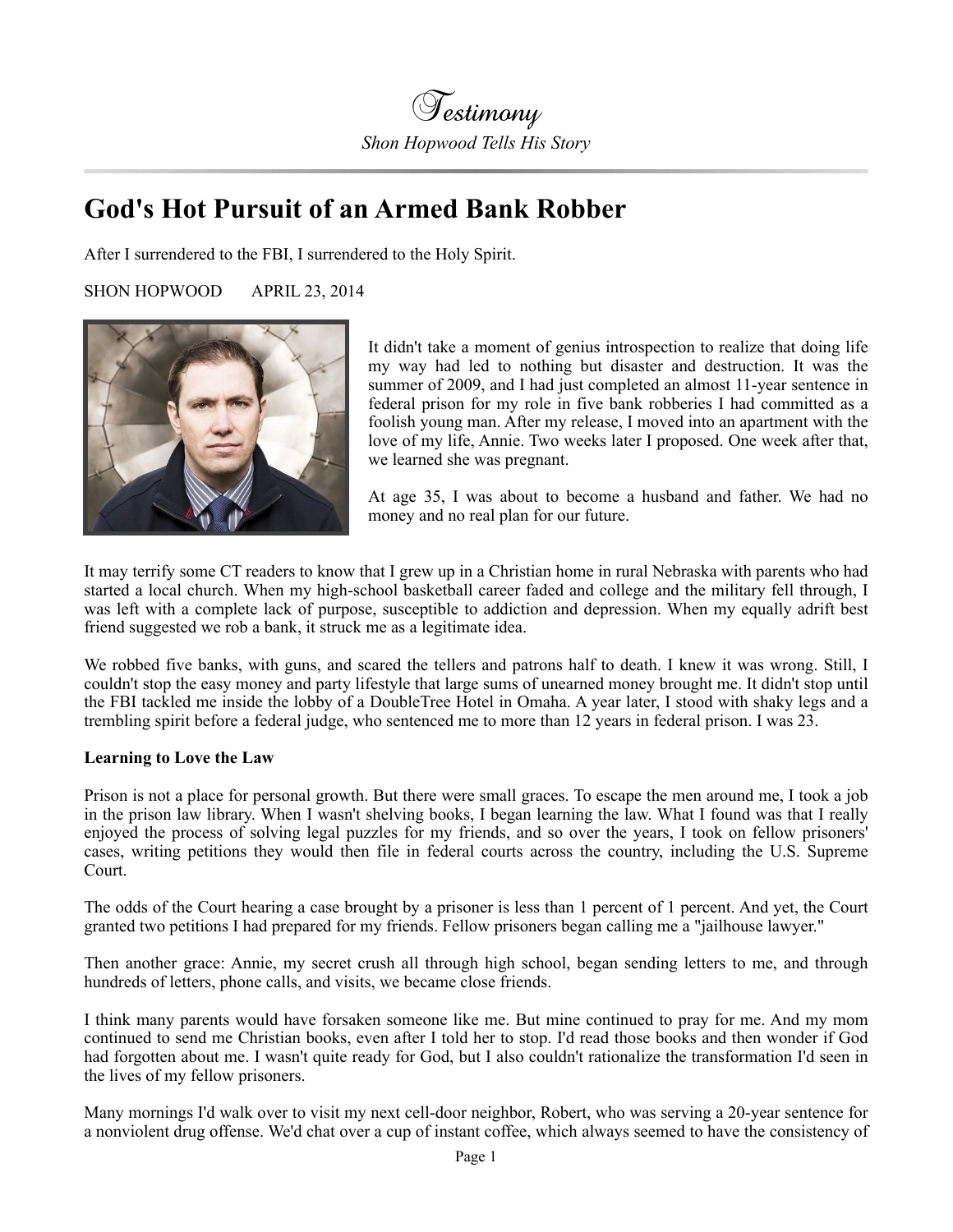# Testimony

*Shon Hopwood Tells His Story*

## God's Hot Pursuit of an Armed Bank Robber

After I surrendered to the FBI, I surrendered to the Holy Spirit.

SHON HOPWOOD APRIL 23, 2014

It didn't take a moment of genius introspection to realize that doing life my way had led to nothing but disaster and destruction. It was the summer of 2009, and I had just completed an almost 11-year sentence in federal prison for my role in five bank robberies I had committed as a foolish young man. After my release, I moved into an apartment with the love of my life, Annie. Two weeks later I proposed. One week after that, we learned she was pregnant.

At age 35, I was about to become a husband and father. We had no money and no real plan for our future.

It may terrify some CT readers to know that I grew up in a Christian home in rural Nebraska with parents who had started a local church. When my high-school basketball career faded and college and the military fell through, I was left with a complete lack of purpose, susceptible to addiction and depression. When my equally adrift best friend suggested we rob a bank, it struck me as a legitimate idea.

We robbed five banks, with guns, and scared the tellers and patrons half to death. I knew it was wrong. Still, I couldn't stop the easy money and party lifestyle that large sums of unearned money brought me. It didn't stop until the FBI tackled me inside the lobby of a DoubleTree Hotel in Omaha. A year later, I stood with shaky legs and a trembling spirit before a federal judge, who sentenced me to more than 12 years in federal prison. I was 23.

**Learning to Love the Law**

Prison is not a place for personal growth. But there were small graces. To escape the men around me, I took a job in the prison law library. When I wasn't shelving books, I began learning the law. What I found was that I really enjoyed the process of solving legal puzzles for my friends, and so over the years, I took on fellow prisoners' cases, writing petitions they would then file in federal courts across the country, including the U.S. Supreme Court.

The odds of the Court hearing a case brought by a prisoner is less than 1 percent of 1 percent. And yet, the Court granted two petitions I had prepared for my friends. Fellow prisoners began calling me a "jailhouse lawyer."

Then another grace: Annie, my secret crush all through high school, began sending letters to me, and through hundreds of letters, phone calls, and visits, we became close friends.

I think many parents would have forsaken someone like me. But mine continued to pray for me. And my mom continued to send me Christian books, even after I told her to stop. I'd read those books and then wonder if God had forgotten about me. I wasn't quite ready for God, but I also couldn't rationalize the transformation I'd seen in the lives of my fellow prisoners.

Many mornings I'd walk over to visit my next cell-door neighbor, Robert, who was serving a 20-year sentence for a nonviolent drug offense. We'd chat over a cup of instant coffee, which always seemed to have the consistency of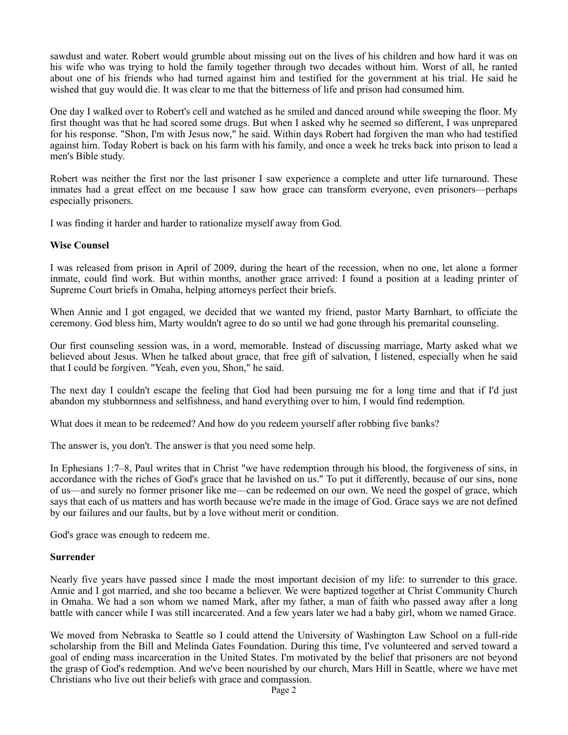sawdust and water. Robert would grumble about missing out on the lives of his children and how hard it was on his wife who was trying to hold the family together through two decades without him. Worst of all, he ranted about one of his friends who had turned against him and testified for the government at his trial. He said he wished that guy would die. It was clear to me that the bitterness of life and prison had consumed him.

One day I walked over to Robert's cell and watched as he smiled and danced around while sweeping the floor. My first thought was that he had scored some drugs. But when I asked why he seemed so different, I was unprepared for his response. "Shon, I'm with Jesus now," he said. Within days Robert had forgiven the man who had testified against him. Today Robert is back on his farm with his family, and once a week he treks back into prison to lead a men's Bible study.

Robert was neither the first nor the last prisoner I saw experience a complete and utter life turnaround. These inmates had a great effect on me because I saw how grace can transform everyone, even prisoners—perhaps especially prisoners.

I was finding it harder and harder to rationalize myself away from God.

**Wise Counsel**

I was released from prison in April of 2009, during the heart of the recession, when no one, let alone a former inmate, could find work. But within months, another grace arrived: I found a position at a leading printer of Supreme Court briefs in Omaha, helping attorneys perfect their briefs.

When Annie and I got engaged, we decided that we wanted my friend, pastor Marty Barnhart, to officiate the ceremony. God bless him, Marty wouldn't agree to do so until we had gone through his premarital counseling.

Our first counseling session was, in a word, memorable. Instead of discussing marriage, Marty asked what we believed about Jesus. When he talked about grace, that free gift of salvation, I listened, especially when he said that I could be forgiven. "Yeah, even you, Shon," he said.

The next day I couldn't escape the feeling that God had been pursuing me for a long time and that if I'd just abandon my stubbornness and selfishness, and hand everything over to him, I would find redemption.

What does it mean to be redeemed? And how do you redeem yourself after robbing five banks?

The answer is, you don't. The answer is that you need some help.

In Ephesians 1:7–8, Paul writes that in Christ "we have redemption through his blood, the forgiveness of sins, in accordance with the riches of God's grace that he lavished on us." To put it differently, because of our sins, none of us—and surely no former prisoner like me—can be redeemed on our own. We need the gospel of grace, which says that each of us matters and has worth because we're made in the image of God. Grace says we are not defined by our failures and our faults, but by a love without merit or condition.

God's grace was enough to redeem me.

**Surrender**

Nearly five years have passed since I made the most important decision of my life: to surrender to this grace. Annie and I got married, and she too became a believer. We were baptized together at Christ Community Church in Omaha. We had a son whom we named Mark, after my father, a man of faith who passed away after a long battle with cancer while I was still incarcerated. And a few years later we had a baby girl, whom we named Grace.

We moved from Nebraska to Seattle so I could attend the University of Washington Law School on a full-ride scholarship from the Bill and Melinda Gates Foundation. During this time, I've volunteered and served toward a goal of ending mass incarceration in the United States. I'm motivated by the belief that prisoners are not beyond the grasp of God's redemption. And we've been nourished by our church, Mars Hill in Seattle, where we have met Christians who live out their beliefs with grace and compassion.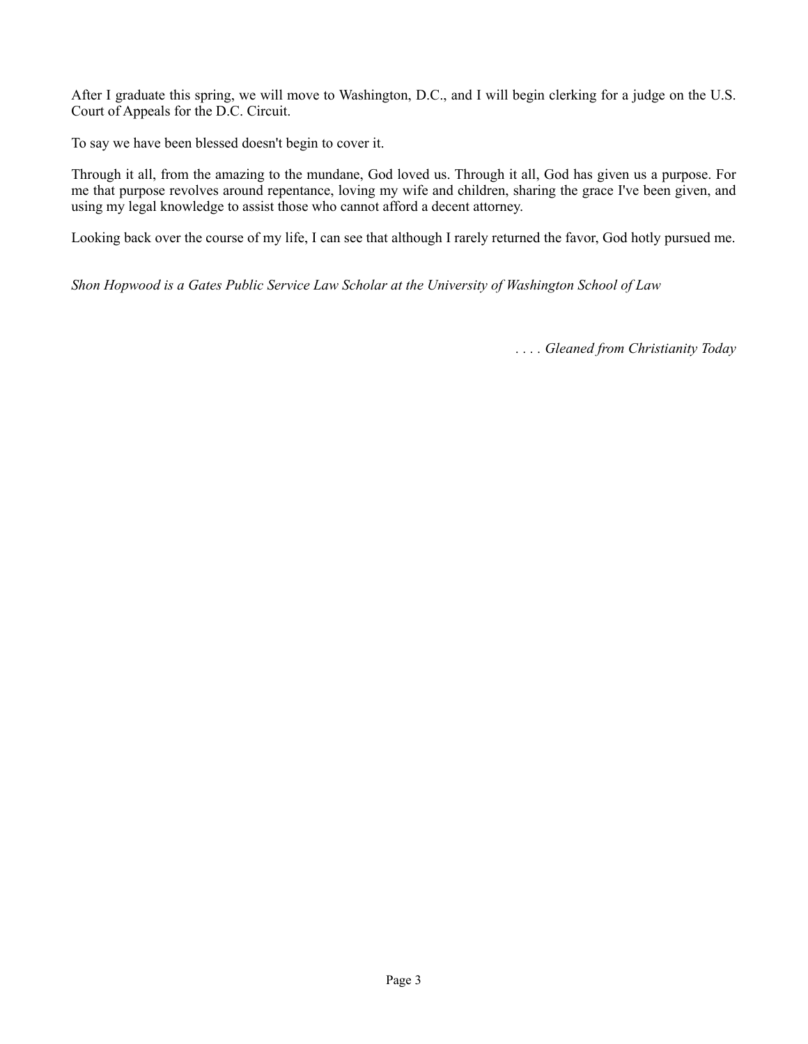After I graduate this spring, we will move to Washington, D.C., and I will begin clerking for a judge on the U.S. Court of Appeals for the D.C. Circuit.

To say we have been blessed doesn't begin to cover it.

Through it all, from the amazing to the mundane, God loved us. Through it all, God has given us a purpose. For me that purpose revolves around repentance, loving my wife and children, sharing the grace I've been given, and using my legal knowledge to assist those who cannot afford a decent attorney.

Looking back over the course of my life, I can see that although I rarely returned the favor, God hotly pursued me.

*Shon Hopwood is a Gates Public Service Law Scholar at the University of Washington School of Law*

. . . . *Gleaned from Christianity Today*